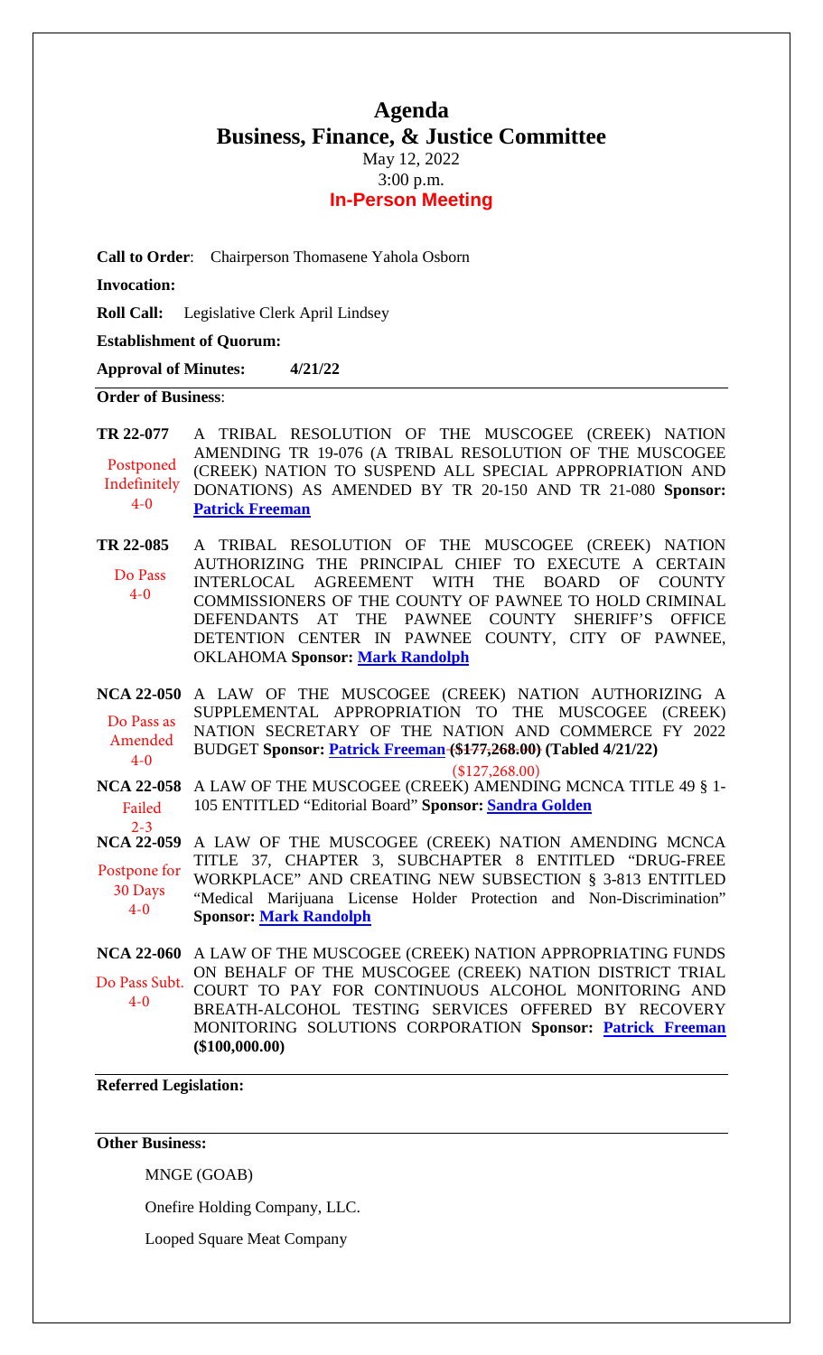# Agenda
## Business, Finance, & Justice Committee

May 12, 2022
3:00 p.m.
**In-Person Meeting**

**Call to Order**: Chairperson Thomasene Yahola Osborn

**Invocation:**

**Roll Call:** Legislative Clerk April Lindsey

**Establishment of Quorum:**

**Approval of Minutes:** **4/21/22**

---

**Order of Business**:

**TR 22-077** — Postponed Indefinitely 4-0
A TRIBAL RESOLUTION OF THE MUSCOGEE (CREEK) NATION AMENDING TR 19-076 (A TRIBAL RESOLUTION OF THE MUSCOGEE (CREEK) NATION TO SUSPEND ALL SPECIAL APPROPRIATION AND DONATIONS) AS AMENDED BY TR 20-150 AND TR 21-080 **Sponsor: Patrick Freeman**

**TR 22-085** — Do Pass 4-0
A TRIBAL RESOLUTION OF THE MUSCOGEE (CREEK) NATION AUTHORIZING THE PRINCIPAL CHIEF TO EXECUTE A CERTAIN INTERLOCAL AGREEMENT WITH THE BOARD OF COUNTY COMMISSIONERS OF THE COUNTY OF PAWNEE TO HOLD CRIMINAL DEFENDANTS AT THE PAWNEE COUNTY SHERIFF'S OFFICE DETENTION CENTER IN PAWNEE COUNTY, CITY OF PAWNEE, OKLAHOMA **Sponsor: Mark Randolph**

**NCA 22-050** — Do Pass as Amended 4-0
A LAW OF THE MUSCOGEE (CREEK) NATION AUTHORIZING A SUPPLEMENTAL APPROPRIATION TO THE MUSCOGEE (CREEK) NATION SECRETARY OF THE NATION AND COMMERCE FY 2022 BUDGET **Sponsor: Patrick Freeman** ~~**($177,268.00)**~~ ($127,268.00) **(Tabled 4/21/22)**

**NCA 22-058** — Failed 2-3
A LAW OF THE MUSCOGEE (CREEK) AMENDING MCNCA TITLE 49 § 1-105 ENTITLED "Editorial Board" **Sponsor: Sandra Golden**

**NCA 22-059** — Postpone for 30 Days 4-0
A LAW OF THE MUSCOGEE (CREEK) NATION AMENDING MCNCA TITLE 37, CHAPTER 3, SUBCHAPTER 8 ENTITLED "DRUG-FREE WORKPLACE" AND CREATING NEW SUBSECTION § 3-813 ENTITLED "Medical Marijuana License Holder Protection and Non-Discrimination" **Sponsor: Mark Randolph**

**NCA 22-060** — Do Pass Subt. 4-0
A LAW OF THE MUSCOGEE (CREEK) NATION APPROPRIATING FUNDS ON BEHALF OF THE MUSCOGEE (CREEK) NATION DISTRICT TRIAL COURT TO PAY FOR CONTINUOUS ALCOHOL MONITORING AND BREATH-ALCOHOL TESTING SERVICES OFFERED BY RECOVERY MONITORING SOLUTIONS CORPORATION **Sponsor: Patrick Freeman** **($100,000.00)**

---

**Referred Legislation:**

---

**Other Business:**

MNGE (GOAB)

Onefire Holding Company, LLC.

Looped Square Meat Company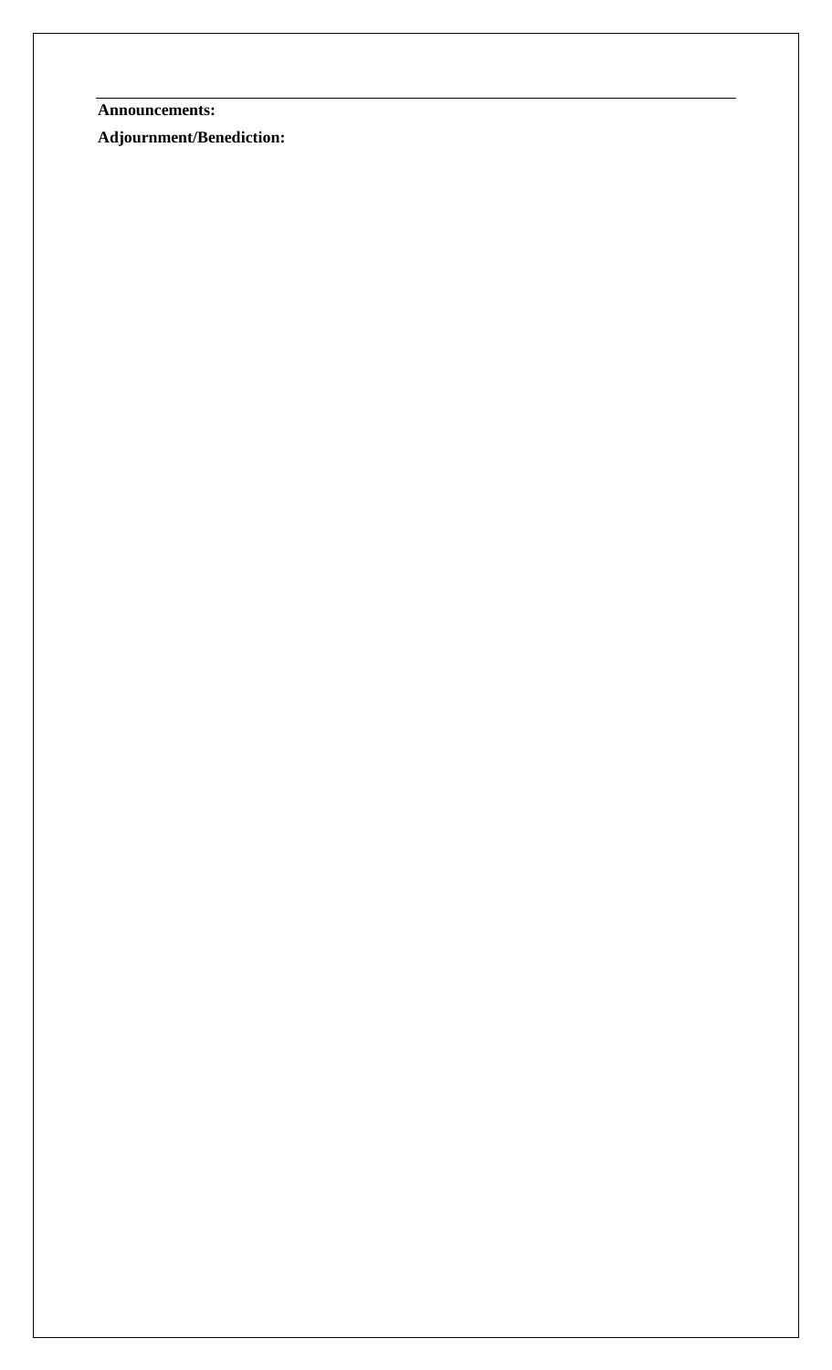**Announcements:**

**Adjournment/Benediction:**